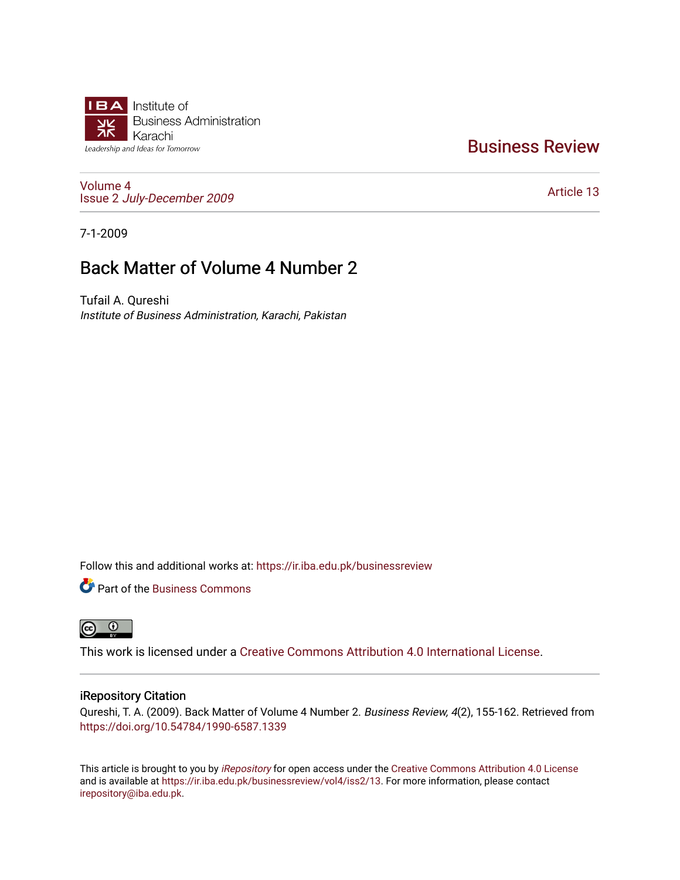Institute of Business Administration Karachi

*Leadership and Ideas for Tomorrow*

# Business Review

Volume 4
Issue 2 *July-December 2009*

Article 13

7-1-2009

## Back Matter of Volume 4 Number 2

Tufail A. Qureshi
*Institute of Business Administration, Karachi, Pakistan*

Follow this and additional works at: https://ir.iba.edu.pk/businessreview

Part of the Business Commons

This work is licensed under a Creative Commons Attribution 4.0 International License.

### iRepository Citation

Qureshi, T. A. (2009). Back Matter of Volume 4 Number 2. *Business Review, 4*(2), 155-162. Retrieved from https://doi.org/10.54784/1990-6587.1339

This article is brought to you by *iRepository* for open access under the Creative Commons Attribution 4.0 License and is available at https://ir.iba.edu.pk/businessreview/vol4/iss2/13. For more information, please contact irepository@iba.edu.pk.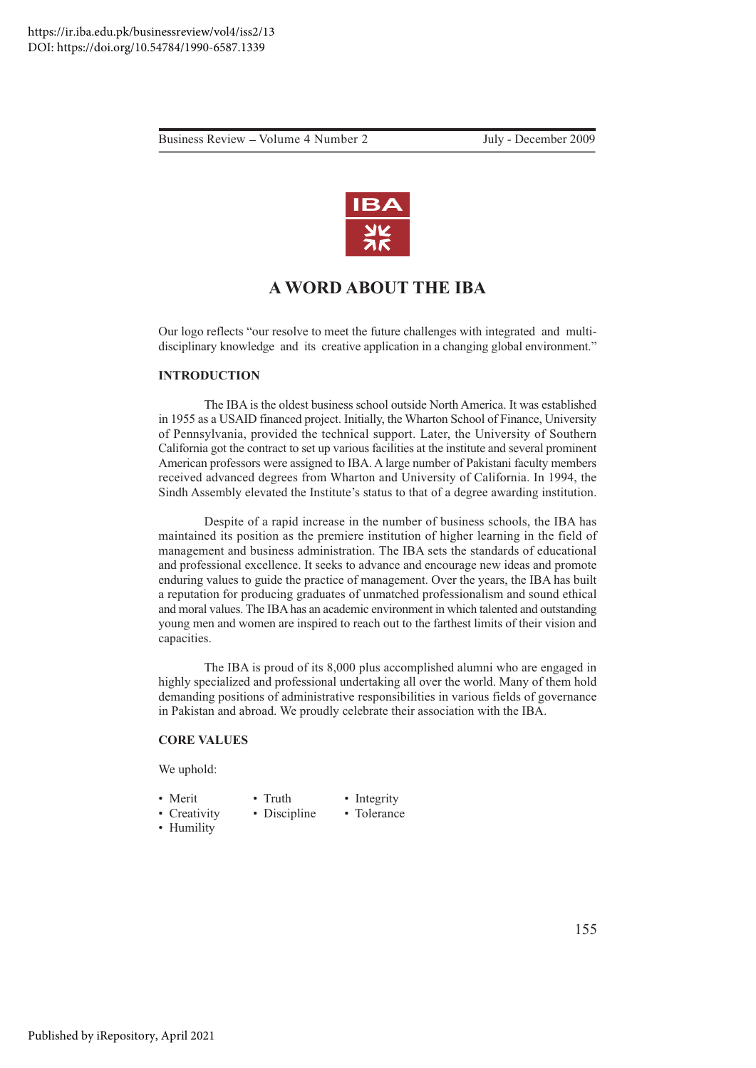# A WORD ABOUT THE IBA

Our logo reflects "our resolve to meet the future challenges with integrated and multi-disciplinary knowledge and its creative application in a changing global environment."

## INTRODUCTION

The IBA is the oldest business school outside North America. It was established in 1955 as a USAID financed project. Initially, the Wharton School of Finance, University of Pennsylvania, provided the technical support. Later, the University of Southern California got the contract to set up various facilities at the institute and several prominent American professors were assigned to IBA. A large number of Pakistani faculty members received advanced degrees from Wharton and University of California. In 1994, the Sindh Assembly elevated the Institute's status to that of a degree awarding institution.

Despite of a rapid increase in the number of business schools, the IBA has maintained its position as the premiere institution of higher learning in the field of management and business administration. The IBA sets the standards of educational and professional excellence. It seeks to advance and encourage new ideas and promote enduring values to guide the practice of management. Over the years, the IBA has built a reputation for producing graduates of unmatched professionalism and sound ethical and moral values. The IBA has an academic environment in which talented and outstanding young men and women are inspired to reach out to the farthest limits of their vision and capacities.

The IBA is proud of its 8,000 plus accomplished alumni who are engaged in highly specialized and professional undertaking all over the world. Many of them hold demanding positions of administrative responsibilities in various fields of governance in Pakistan and abroad. We proudly celebrate their association with the IBA.

## CORE VALUES

We uphold:

- Merit
- Truth
- Integrity
- Creativity
- Discipline
- Tolerance
- Humility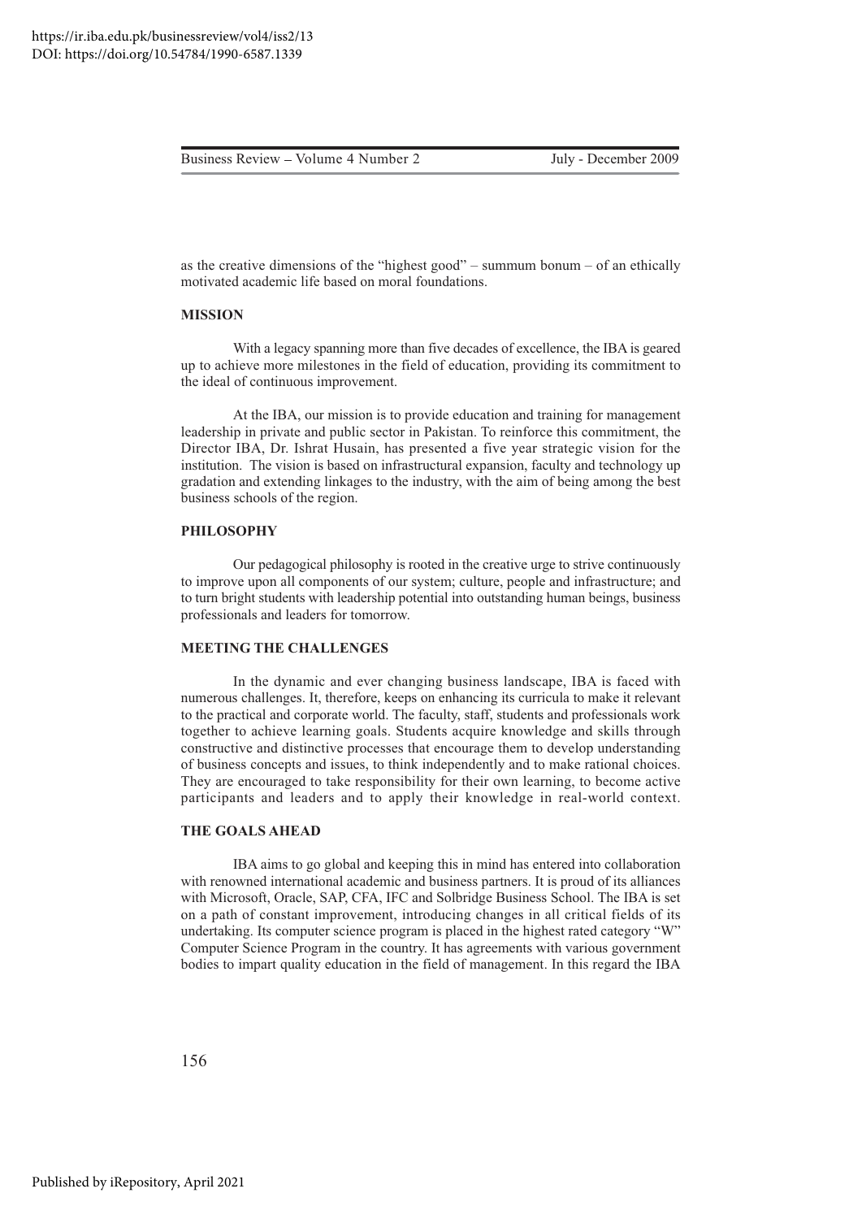as the creative dimensions of the "highest good" – summum bonum – of an ethically motivated academic life based on moral foundations.

**MISSION**

With a legacy spanning more than five decades of excellence, the IBA is geared up to achieve more milestones in the field of education, providing its commitment to the ideal of continuous improvement.

At the IBA, our mission is to provide education and training for management leadership in private and public sector in Pakistan. To reinforce this commitment, the Director IBA, Dr. Ishrat Husain, has presented a five year strategic vision for the institution. The vision is based on infrastructural expansion, faculty and technology up gradation and extending linkages to the industry, with the aim of being among the best business schools of the region.

**PHILOSOPHY**

Our pedagogical philosophy is rooted in the creative urge to strive continuously to improve upon all components of our system; culture, people and infrastructure; and to turn bright students with leadership potential into outstanding human beings, business professionals and leaders for tomorrow.

**MEETING THE CHALLENGES**

In the dynamic and ever changing business landscape, IBA is faced with numerous challenges. It, therefore, keeps on enhancing its curricula to make it relevant to the practical and corporate world. The faculty, staff, students and professionals work together to achieve learning goals. Students acquire knowledge and skills through constructive and distinctive processes that encourage them to develop understanding of business concepts and issues, to think independently and to make rational choices. They are encouraged to take responsibility for their own learning, to become active participants and leaders and to apply their knowledge in real-world context.

**THE GOALS AHEAD**

IBA aims to go global and keeping this in mind has entered into collaboration with renowned international academic and business partners. It is proud of its alliances with Microsoft, Oracle, SAP, CFA, IFC and Solbridge Business School. The IBA is set on a path of constant improvement, introducing changes in all critical fields of its undertaking. Its computer science program is placed in the highest rated category "W" Computer Science Program in the country. It has agreements with various government bodies to impart quality education in the field of management. In this regard the IBA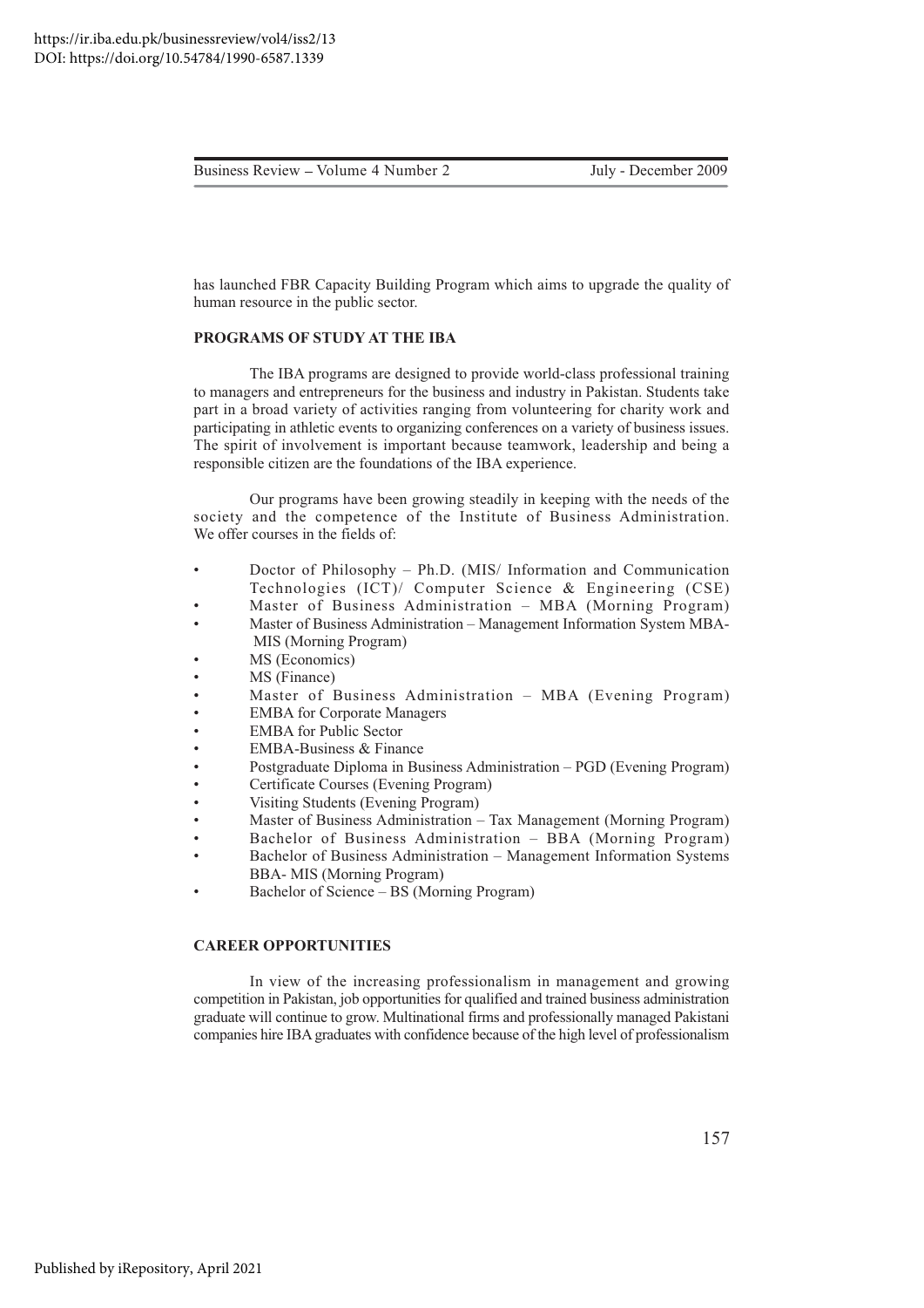has launched FBR Capacity Building Program which aims to upgrade the quality of human resource in the public sector.

## PROGRAMS OF STUDY AT THE IBA

The IBA programs are designed to provide world-class professional training to managers and entrepreneurs for the business and industry in Pakistan. Students take part in a broad variety of activities ranging from volunteering for charity work and participating in athletic events to organizing conferences on a variety of business issues. The spirit of involvement is important because teamwork, leadership and being a responsible citizen are the foundations of the IBA experience.

Our programs have been growing steadily in keeping with the needs of the society and the competence of the Institute of Business Administration. We offer courses in the fields of:

- Doctor of Philosophy – Ph.D. (MIS/ Information and Communication Technologies (ICT)/ Computer Science & Engineering (CSE)
- Master of Business Administration – MBA (Morning Program)
- Master of Business Administration – Management Information System MBA-MIS (Morning Program)
- MS (Economics)
- MS (Finance)
- Master of Business Administration – MBA (Evening Program)
- EMBA for Corporate Managers
- EMBA for Public Sector
- EMBA-Business & Finance
- Postgraduate Diploma in Business Administration – PGD (Evening Program)
- Certificate Courses (Evening Program)
- Visiting Students (Evening Program)
- Master of Business Administration – Tax Management (Morning Program)
- Bachelor of Business Administration – BBA (Morning Program)
- Bachelor of Business Administration – Management Information Systems BBA- MIS (Morning Program)
- Bachelor of Science – BS (Morning Program)

## CAREER OPPORTUNITIES

In view of the increasing professionalism in management and growing competition in Pakistan, job opportunities for qualified and trained business administration graduate will continue to grow. Multinational firms and professionally managed Pakistani companies hire IBA graduates with confidence because of the high level of professionalism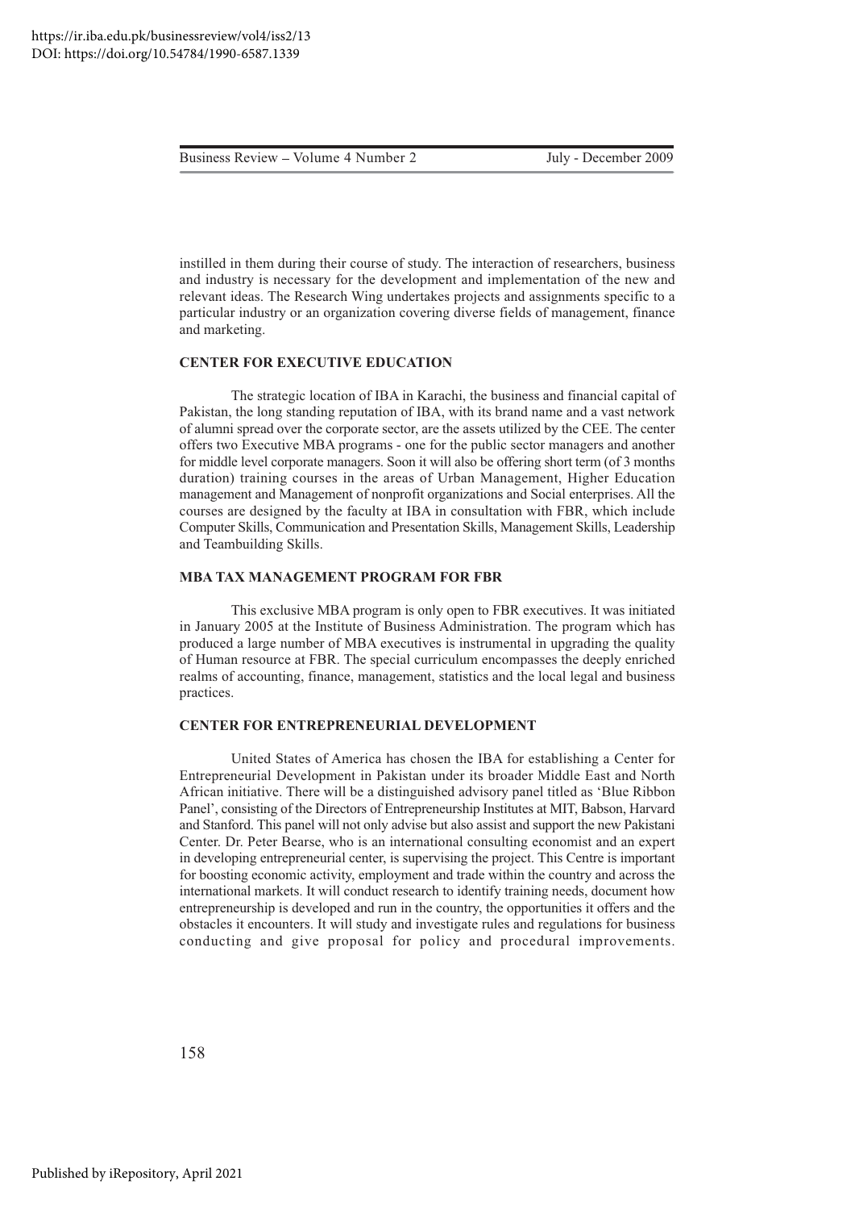instilled in them during their course of study. The interaction of researchers, business and industry is necessary for the development and implementation of the new and relevant ideas. The Research Wing undertakes projects and assignments specific to a particular industry or an organization covering diverse fields of management, finance and marketing.

### CENTER FOR EXECUTIVE EDUCATION

The strategic location of IBA in Karachi, the business and financial capital of Pakistan, the long standing reputation of IBA, with its brand name and a vast network of alumni spread over the corporate sector, are the assets utilized by the CEE. The center offers two Executive MBA programs - one for the public sector managers and another for middle level corporate managers. Soon it will also be offering short term (of 3 months duration) training courses in the areas of Urban Management, Higher Education management and Management of nonprofit organizations and Social enterprises. All the courses are designed by the faculty at IBA in consultation with FBR, which include Computer Skills, Communication and Presentation Skills, Management Skills, Leadership and Teambuilding Skills.

### MBA TAX MANAGEMENT PROGRAM FOR FBR

This exclusive MBA program is only open to FBR executives. It was initiated in January 2005 at the Institute of Business Administration. The program which has produced a large number of MBA executives is instrumental in upgrading the quality of Human resource at FBR. The special curriculum encompasses the deeply enriched realms of accounting, finance, management, statistics and the local legal and business practices.

### CENTER FOR ENTREPRENEURIAL DEVELOPMENT

United States of America has chosen the IBA for establishing a Center for Entrepreneurial Development in Pakistan under its broader Middle East and North African initiative. There will be a distinguished advisory panel titled as 'Blue Ribbon Panel', consisting of the Directors of Entrepreneurship Institutes at MIT, Babson, Harvard and Stanford. This panel will not only advise but also assist and support the new Pakistani Center. Dr. Peter Bearse, who is an international consulting economist and an expert in developing entrepreneurial center, is supervising the project. This Centre is important for boosting economic activity, employment and trade within the country and across the international markets. It will conduct research to identify training needs, document how entrepreneurship is developed and run in the country, the opportunities it offers and the obstacles it encounters. It will study and investigate rules and regulations for business conducting and give proposal for policy and procedural improvements.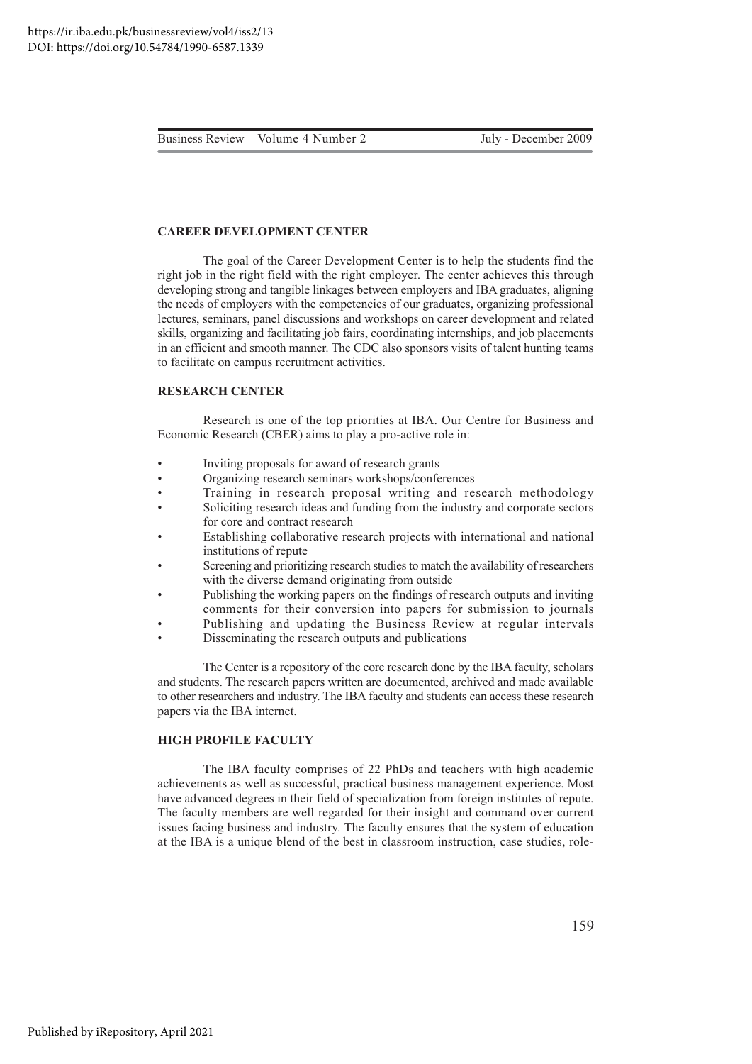## CAREER DEVELOPMENT CENTER

The goal of the Career Development Center is to help the students find the right job in the right field with the right employer. The center achieves this through developing strong and tangible linkages between employers and IBA graduates, aligning the needs of employers with the competencies of our graduates, organizing professional lectures, seminars, panel discussions and workshops on career development and related skills, organizing and facilitating job fairs, coordinating internships, and job placements in an efficient and smooth manner. The CDC also sponsors visits of talent hunting teams to facilitate on campus recruitment activities.

## RESEARCH CENTER

Research is one of the top priorities at IBA. Our Centre for Business and Economic Research (CBER) aims to play a pro-active role in:

- Inviting proposals for award of research grants
- Organizing research seminars workshops/conferences
- Training in research proposal writing and research methodology
- Soliciting research ideas and funding from the industry and corporate sectors for core and contract research
- Establishing collaborative research projects with international and national institutions of repute
- Screening and prioritizing research studies to match the availability of researchers with the diverse demand originating from outside
- Publishing the working papers on the findings of research outputs and inviting comments for their conversion into papers for submission to journals
- Publishing and updating the Business Review at regular intervals
- Disseminating the research outputs and publications

The Center is a repository of the core research done by the IBA faculty, scholars and students. The research papers written are documented, archived and made available to other researchers and industry. The IBA faculty and students can access these research papers via the IBA internet.

## HIGH PROFILE FACULTY

The IBA faculty comprises of 22 PhDs and teachers with high academic achievements as well as successful, practical business management experience. Most have advanced degrees in their field of specialization from foreign institutes of repute. The faculty members are well regarded for their insight and command over current issues facing business and industry. The faculty ensures that the system of education at the IBA is a unique blend of the best in classroom instruction, case studies, role-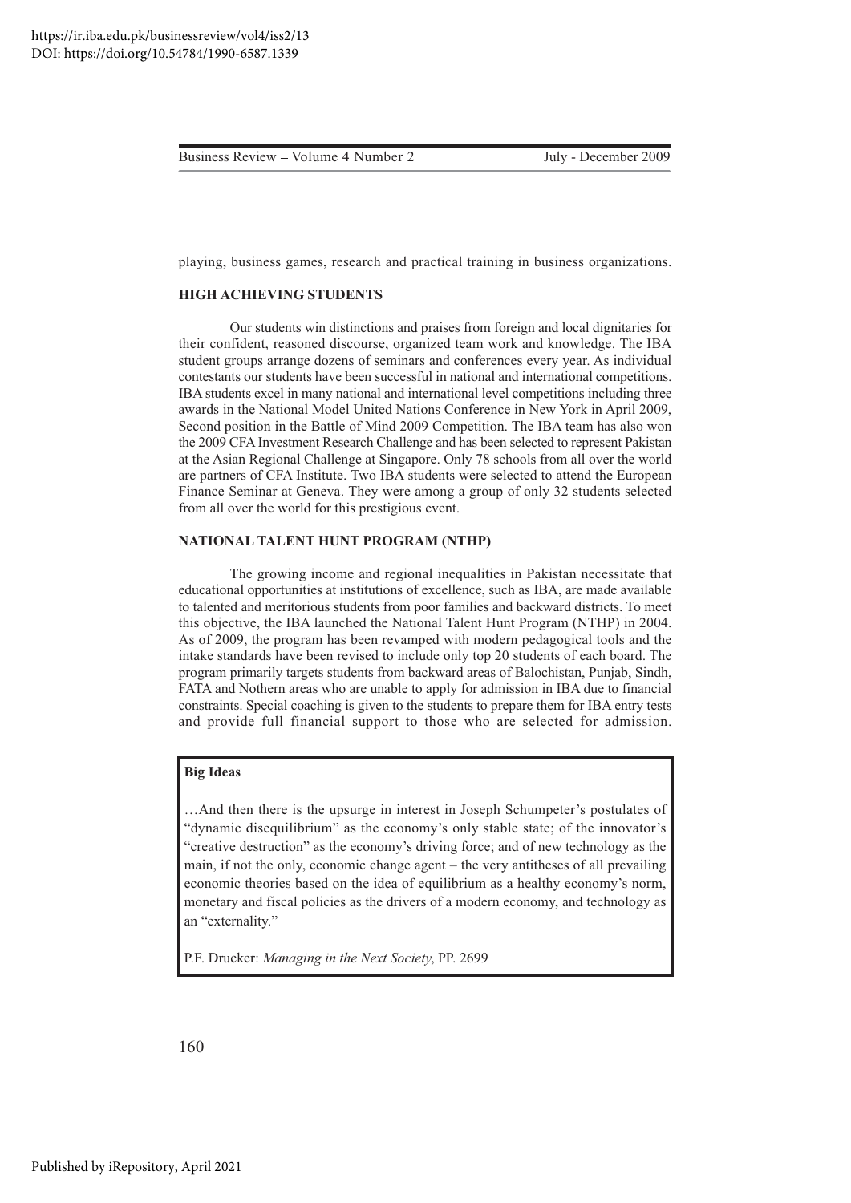playing, business games, research and practical training in business organizations.

**HIGH ACHIEVING STUDENTS**

Our students win distinctions and praises from foreign and local dignitaries for their confident, reasoned discourse, organized team work and knowledge. The IBA student groups arrange dozens of seminars and conferences every year. As individual contestants our students have been successful in national and international competitions. IBA students excel in many national and international level competitions including three awards in the National Model United Nations Conference in New York in April 2009, Second position in the Battle of Mind 2009 Competition. The IBA team has also won the 2009 CFA Investment Research Challenge and has been selected to represent Pakistan at the Asian Regional Challenge at Singapore. Only 78 schools from all over the world are partners of CFA Institute. Two IBA students were selected to attend the European Finance Seminar at Geneva. They were among a group of only 32 students selected from all over the world for this prestigious event.

**NATIONAL TALENT HUNT PROGRAM (NTHP)**

The growing income and regional inequalities in Pakistan necessitate that educational opportunities at institutions of excellence, such as IBA, are made available to talented and meritorious students from poor families and backward districts. To meet this objective, the IBA launched the National Talent Hunt Program (NTHP) in 2004. As of 2009, the program has been revamped with modern pedagogical tools and the intake standards have been revised to include only top 20 students of each board. The program primarily targets students from backward areas of Balochistan, Punjab, Sindh, FATA and Nothern areas who are unable to apply for admission in IBA due to financial constraints. Special coaching is given to the students to prepare them for IBA entry tests and provide full financial support to those who are selected for admission.

**Big Ideas**

…And then there is the upsurge in interest in Joseph Schumpeter's postulates of "dynamic disequilibrium" as the economy's only stable state; of the innovator's "creative destruction" as the economy's driving force; and of new technology as the main, if not the only, economic change agent – the very antitheses of all prevailing economic theories based on the idea of equilibrium as a healthy economy's norm, monetary and fiscal policies as the drivers of a modern economy, and technology as an "externality."

P.F. Drucker: *Managing in the Next Society*, PP. 2699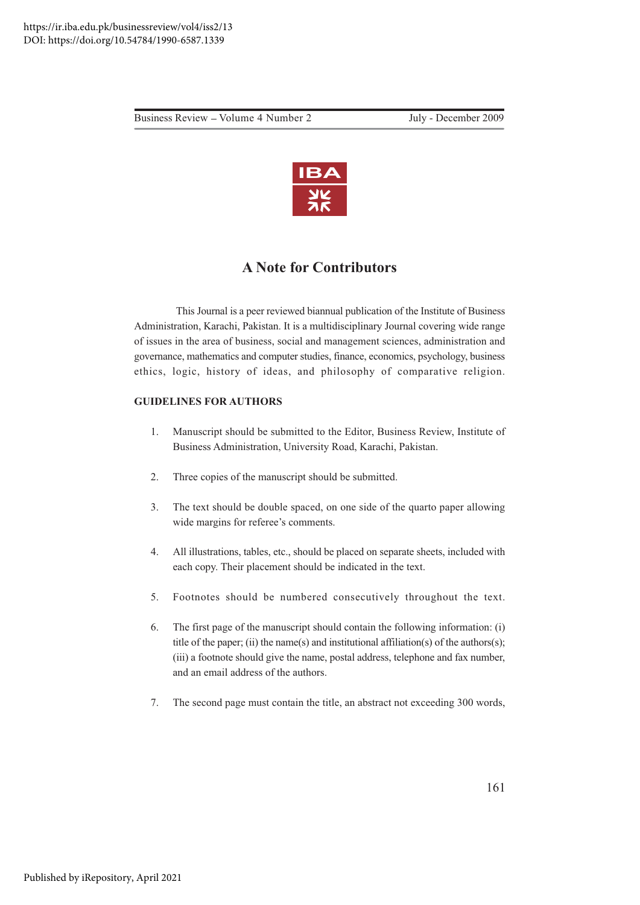# A Note for Contributors

This Journal is a peer reviewed biannual publication of the Institute of Business Administration, Karachi, Pakistan. It is a multidisciplinary Journal covering wide range of issues in the area of business, social and management sciences, administration and governance, mathematics and computer studies, finance, economics, psychology, business ethics, logic, history of ideas, and philosophy of comparative religion.

**GUIDELINES FOR AUTHORS**

1. Manuscript should be submitted to the Editor, Business Review, Institute of Business Administration, University Road, Karachi, Pakistan.

2. Three copies of the manuscript should be submitted.

3. The text should be double spaced, on one side of the quarto paper allowing wide margins for referee's comments.

4. All illustrations, tables, etc., should be placed on separate sheets, included with each copy. Their placement should be indicated in the text.

5. Footnotes should be numbered consecutively throughout the text.

6. The first page of the manuscript should contain the following information: (i) title of the paper; (ii) the name(s) and institutional affiliation(s) of the authors(s); (iii) a footnote should give the name, postal address, telephone and fax number, and an email address of the authors.

7. The second page must contain the title, an abstract not exceeding 300 words,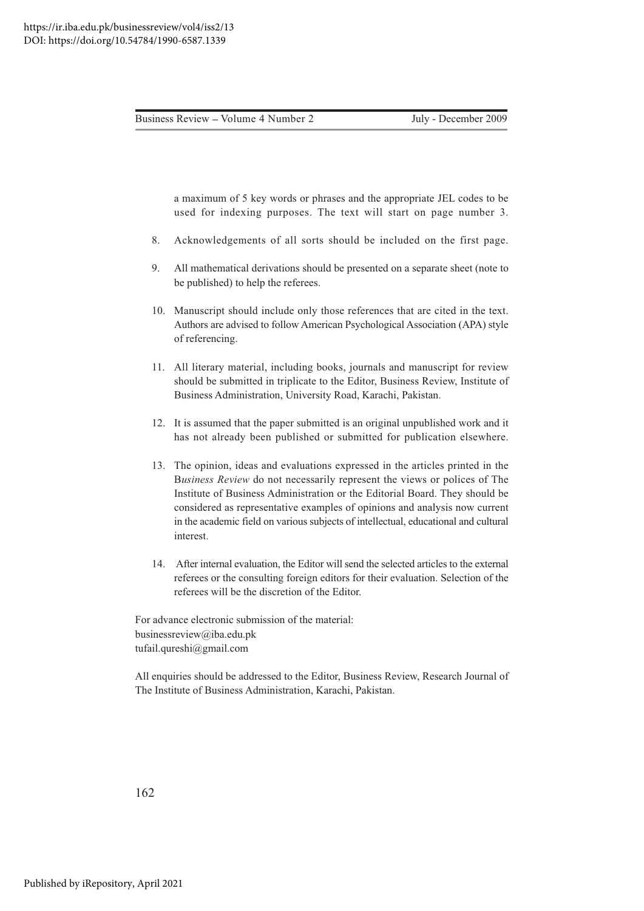a maximum of 5 key words or phrases and the appropriate JEL codes to be used for indexing purposes. The text will start on page number 3.

8. Acknowledgements of all sorts should be included on the first page.

9. All mathematical derivations should be presented on a separate sheet (note to be published) to help the referees.

10. Manuscript should include only those references that are cited in the text. Authors are advised to follow American Psychological Association (APA) style of referencing.

11. All literary material, including books, journals and manuscript for review should be submitted in triplicate to the Editor, Business Review, Institute of Business Administration, University Road, Karachi, Pakistan.

12. It is assumed that the paper submitted is an original unpublished work and it has not already been published or submitted for publication elsewhere.

13. The opinion, ideas and evaluations expressed in the articles printed in the B*usiness Review* do not necessarily represent the views or polices of The Institute of Business Administration or the Editorial Board. They should be considered as representative examples of opinions and analysis now current in the academic field on various subjects of intellectual, educational and cultural interest.

14. After internal evaluation, the Editor will send the selected articles to the external referees or the consulting foreign editors for their evaluation. Selection of the referees will be the discretion of the Editor.

For advance electronic submission of the material:
businessreview@iba.edu.pk
tufail.qureshi@gmail.com

All enquiries should be addressed to the Editor, Business Review, Research Journal of The Institute of Business Administration, Karachi, Pakistan.